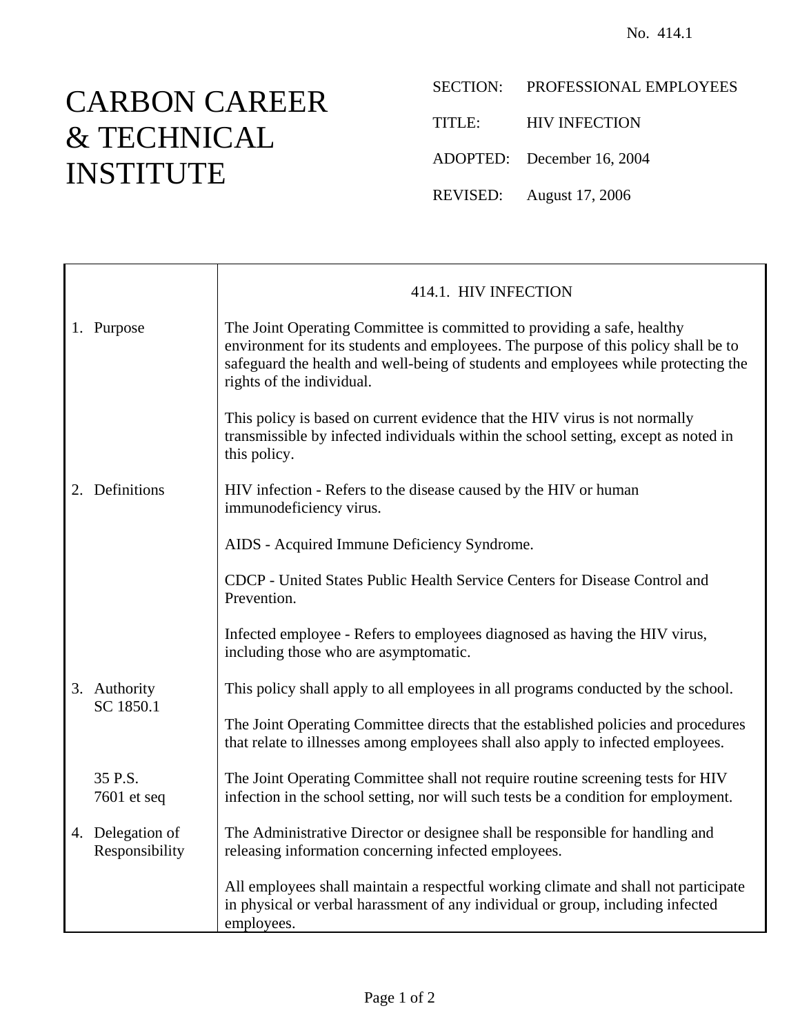No. 414.1

# CARBON CAREER & TECHNICAL INSTITUTE

SECTION: PROFESSIONAL EMPLOYEES

TITLE: HIV INFECTION

ADOPTED: December 16, 2004

REVISED: August 17, 2006

## 414.1. HIV INFECTION

**1. Purpose**

The Joint Operating Committee is committed to providing a safe, healthy environment for its students and employees. The purpose of this policy shall be to safeguard the health and well-being of students and employees while protecting the rights of the individual.

This policy is based on current evidence that the HIV virus is not normally transmissible by infected individuals within the school setting, except as noted in this policy.

**2. Definitions**

HIV infection - Refers to the disease caused by the HIV or human immunodeficiency virus.

AIDS - Acquired Immune Deficiency Syndrome.

CDCP - United States Public Health Service Centers for Disease Control and Prevention.

Infected employee - Refers to employees diagnosed as having the HIV virus, including those who are asymptomatic.

**3. Authority**
SC 1850.1

This policy shall apply to all employees in all programs conducted by the school.

The Joint Operating Committee directs that the established policies and procedures that relate to illnesses among employees shall also apply to infected employees.

35 P.S. 7601 et seq

The Joint Operating Committee shall not require routine screening tests for HIV infection in the school setting, nor will such tests be a condition for employment.

**4. Delegation of Responsibility**

The Administrative Director or designee shall be responsible for handling and releasing information concerning infected employees.

All employees shall maintain a respectful working climate and shall not participate in physical or verbal harassment of any individual or group, including infected employees.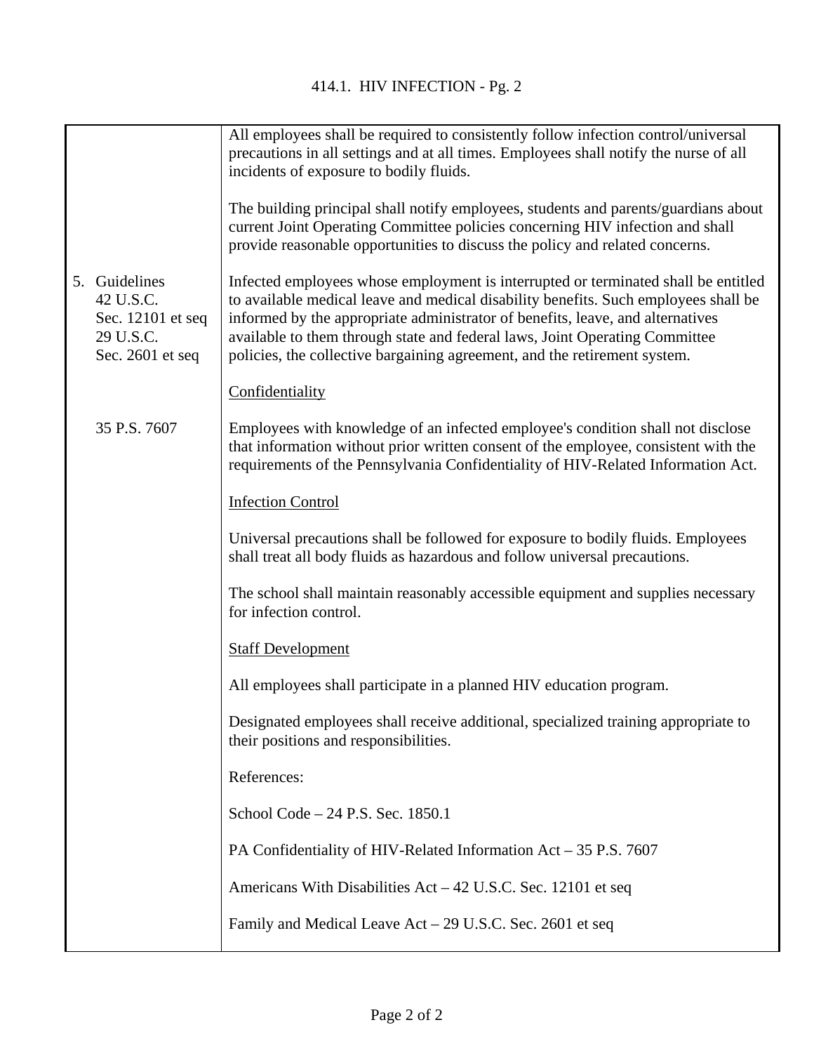All employees shall be required to consistently follow infection control/universal precautions in all settings and at all times. Employees shall notify the nurse of all incidents of exposure to bodily fluids.

The building principal shall notify employees, students and parents/guardians about current Joint Operating Committee policies concerning HIV infection and shall provide reasonable opportunities to discuss the policy and related concerns.

5. Guidelines
42 U.S.C.
Sec. 12101 et seq
29 U.S.C.
Sec. 2601 et seq

Infected employees whose employment is interrupted or terminated shall be entitled to available medical leave and medical disability benefits. Such employees shall be informed by the appropriate administrator of benefits, leave, and alternatives available to them through state and federal laws, Joint Operating Committee policies, the collective bargaining agreement, and the retirement system.

<u>Confidentiality</u>

35 P.S. 7607

Employees with knowledge of an infected employee's condition shall not disclose that information without prior written consent of the employee, consistent with the requirements of the Pennsylvania Confidentiality of HIV-Related Information Act.

<u>Infection Control</u>

Universal precautions shall be followed for exposure to bodily fluids. Employees shall treat all body fluids as hazardous and follow universal precautions.

The school shall maintain reasonably accessible equipment and supplies necessary for infection control.

<u>Staff Development</u>

All employees shall participate in a planned HIV education program.

Designated employees shall receive additional, specialized training appropriate to their positions and responsibilities.

References:

School Code – 24 P.S. Sec. 1850.1

PA Confidentiality of HIV-Related Information Act – 35 P.S. 7607

Americans With Disabilities Act – 42 U.S.C. Sec. 12101 et seq

Family and Medical Leave Act – 29 U.S.C. Sec. 2601 et seq